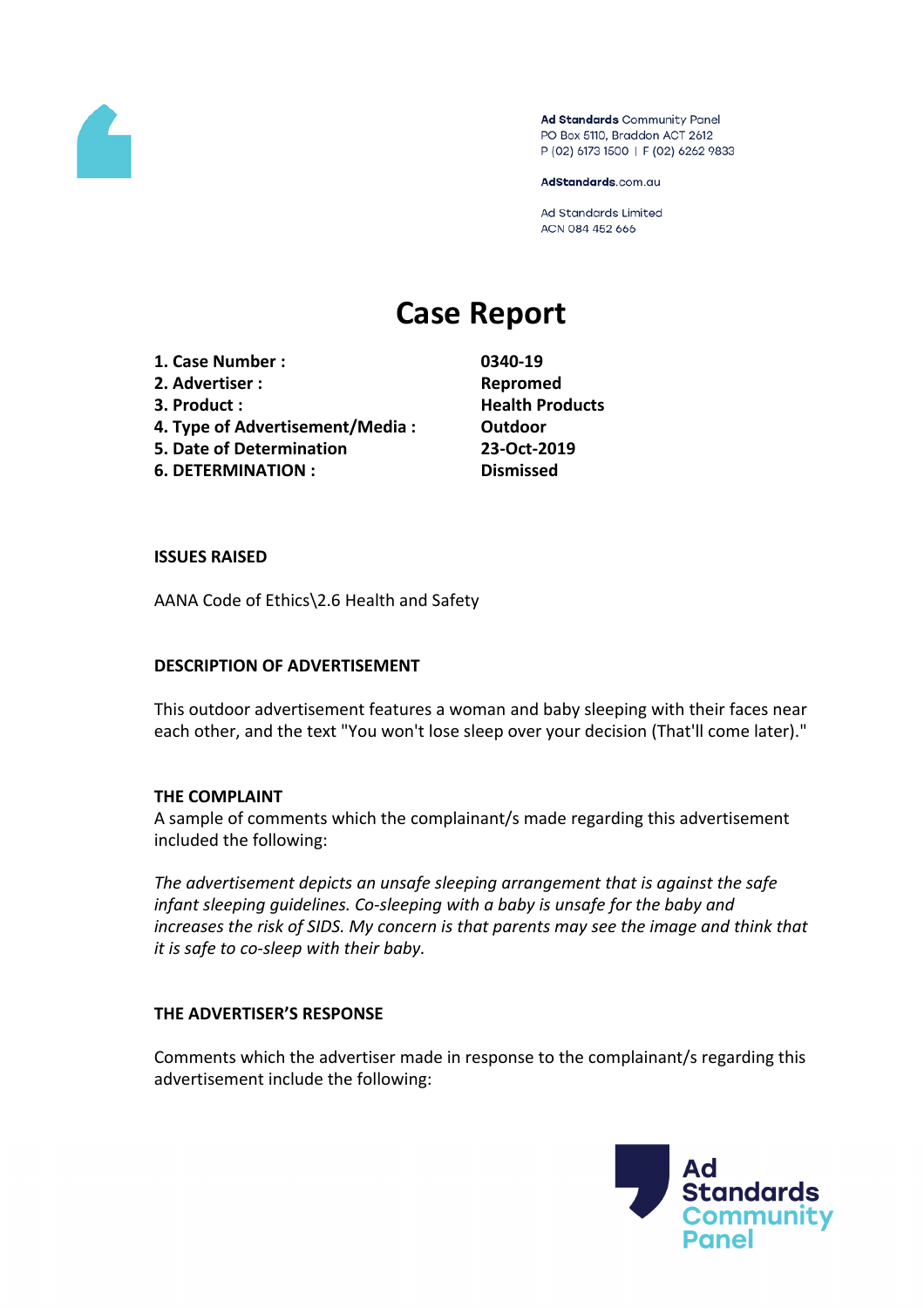Ad Standards Community Panel
PO Box 5110, Braddon ACT 2612
P (02) 6173 1500 | F (02) 6262 9833

AdStandards.com.au

Ad Standards Limited
ACN 084 452 666

# Case Report

| | |
|---|---|
| **1. Case Number :** | **0340-19** |
| **2. Advertiser :** | **Repromed** |
| **3. Product :** | **Health Products** |
| **4. Type of Advertisement/Media :** | **Outdoor** |
| **5. Date of Determination** | **23-Oct-2019** |
| **6. DETERMINATION :** | **Dismissed** |

**ISSUES RAISED**

AANA Code of Ethics\2.6 Health and Safety

**DESCRIPTION OF ADVERTISEMENT**

This outdoor advertisement features a woman and baby sleeping with their faces near each other, and the text "You won't lose sleep over your decision (That'll come later)."

**THE COMPLAINT**

A sample of comments which the complainant/s made regarding this advertisement included the following:

*The advertisement depicts an unsafe sleeping arrangement that is against the safe infant sleeping guidelines. Co-sleeping with a baby is unsafe for the baby and increases the risk of SIDS. My concern is that parents may see the image and think that it is safe to co-sleep with their baby.*

**THE ADVERTISER'S RESPONSE**

Comments which the advertiser made in response to the complainant/s regarding this advertisement include the following: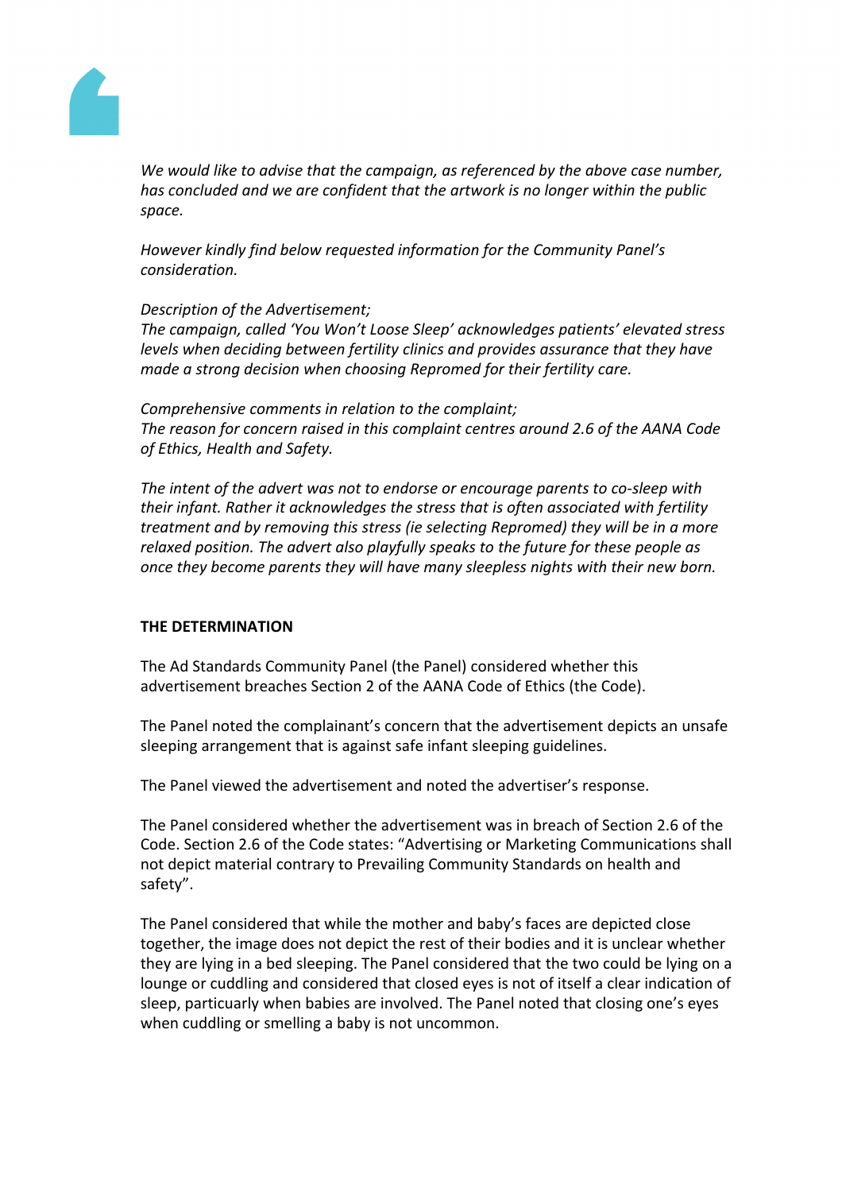*We would like to advise that the campaign, as referenced by the above case number, has concluded and we are confident that the artwork is no longer within the public space.*

*However kindly find below requested information for the Community Panel's consideration.*

*Description of the Advertisement;*
*The campaign, called 'You Won't Loose Sleep' acknowledges patients' elevated stress levels when deciding between fertility clinics and provides assurance that they have made a strong decision when choosing Repromed for their fertility care.*

*Comprehensive comments in relation to the complaint;*
*The reason for concern raised in this complaint centres around 2.6 of the AANA Code of Ethics, Health and Safety.*

*The intent of the advert was not to endorse or encourage parents to co-sleep with their infant. Rather it acknowledges the stress that is often associated with fertility treatment and by removing this stress (ie selecting Repromed) they will be in a more relaxed position. The advert also playfully speaks to the future for these people as once they become parents they will have many sleepless nights with their new born.*

**THE DETERMINATION**

The Ad Standards Community Panel (the Panel) considered whether this advertisement breaches Section 2 of the AANA Code of Ethics (the Code).

The Panel noted the complainant's concern that the advertisement depicts an unsafe sleeping arrangement that is against safe infant sleeping guidelines.

The Panel viewed the advertisement and noted the advertiser's response.

The Panel considered whether the advertisement was in breach of Section 2.6 of the Code. Section 2.6 of the Code states: "Advertising or Marketing Communications shall not depict material contrary to Prevailing Community Standards on health and safety".

The Panel considered that while the mother and baby's faces are depicted close together, the image does not depict the rest of their bodies and it is unclear whether they are lying in a bed sleeping. The Panel considered that the two could be lying on a lounge or cuddling and considered that closed eyes is not of itself a clear indication of sleep, particularly when babies are involved. The Panel noted that closing one's eyes when cuddling or smelling a baby is not uncommon.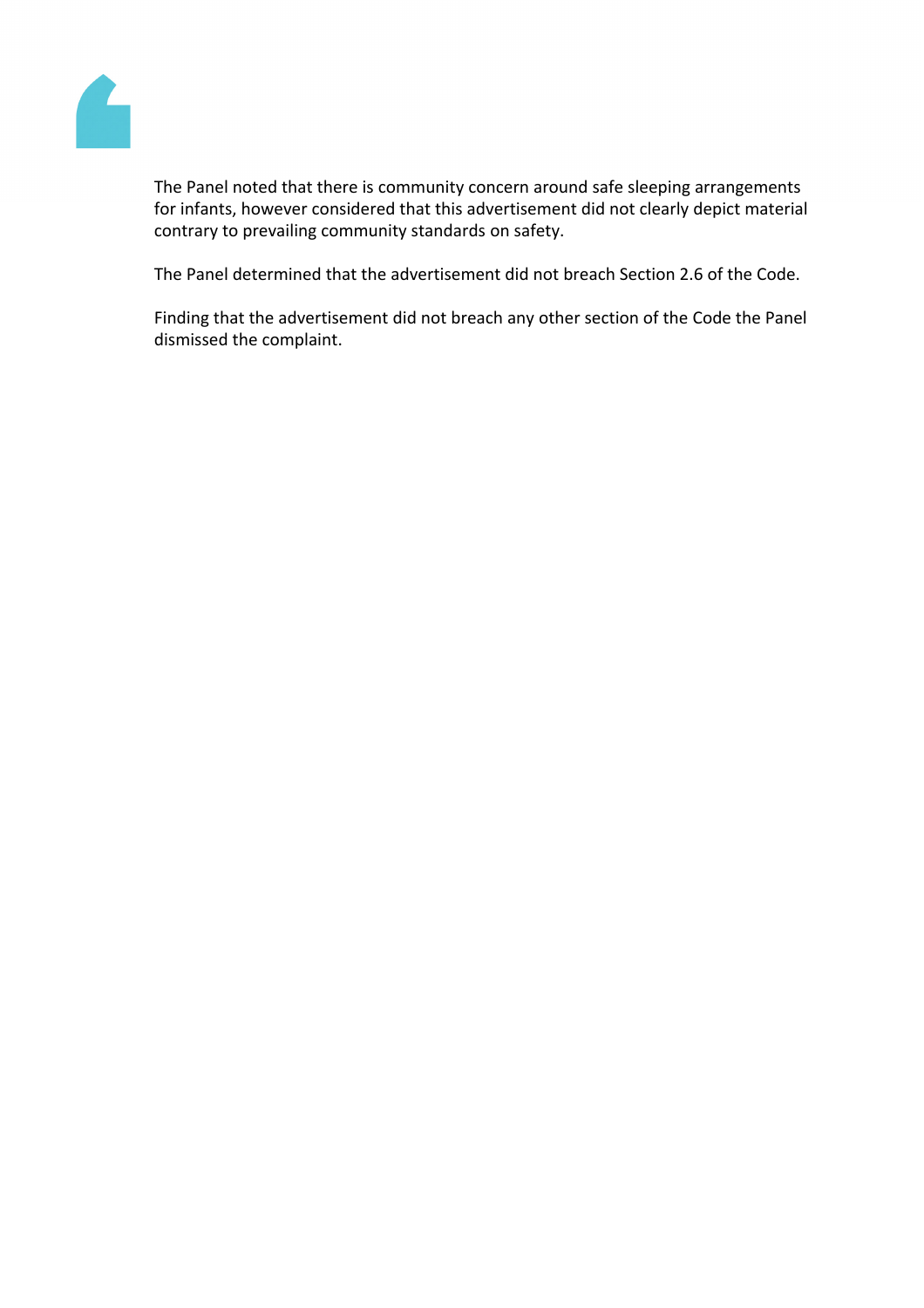The Panel noted that there is community concern around safe sleeping arrangements for infants, however considered that this advertisement did not clearly depict material contrary to prevailing community standards on safety.

The Panel determined that the advertisement did not breach Section 2.6 of the Code.

Finding that the advertisement did not breach any other section of the Code the Panel dismissed the complaint.